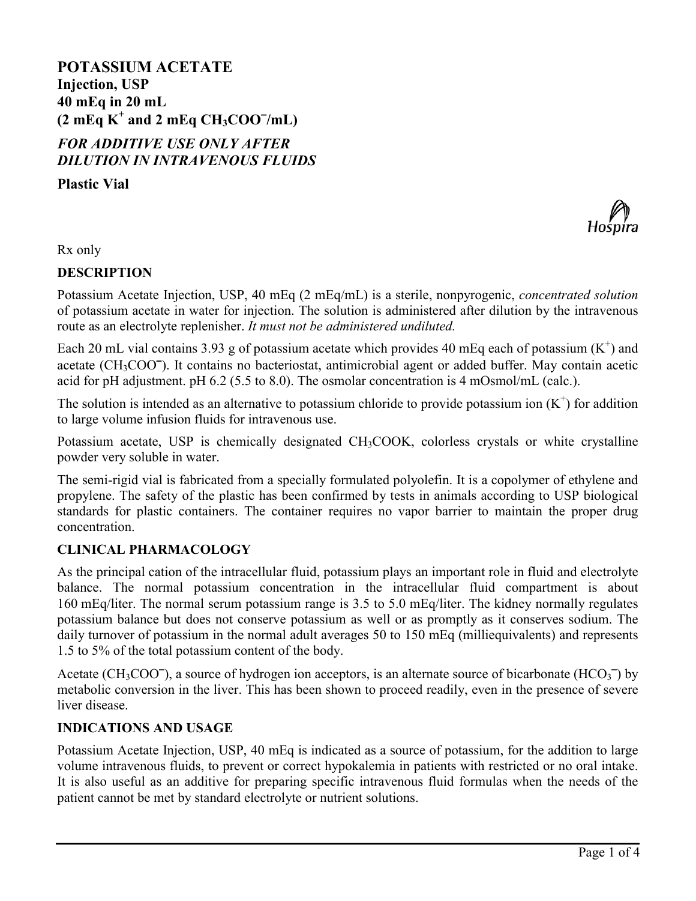# POTASSIUM ACETATE

**Injection, USP**
**40 mEq in 20 mL**
**(2 mEq $K^+$ and 2 mEq $CH_3COO^-$/mL)**

***FOR ADDITIVE USE ONLY AFTER DILUTION IN INTRAVENOUS FLUIDS***

**Plastic Vial**

Hospira

Rx only

## DESCRIPTION

Potassium Acetate Injection, USP, 40 mEq (2 mEq/mL) is a sterile, nonpyrogenic, *concentrated solution* of potassium acetate in water for injection. The solution is administered after dilution by the intravenous route as an electrolyte replenisher. *It must not be administered undiluted.*

Each 20 mL vial contains 3.93 g of potassium acetate which provides 40 mEq each of potassium ($K^+$) and acetate ($CH_3COO^-$). It contains no bacteriostat, antimicrobial agent or added buffer. May contain acetic acid for pH adjustment. pH 6.2 (5.5 to 8.0). The osmolar concentration is 4 mOsmol/mL (calc.).

The solution is intended as an alternative to potassium chloride to provide potassium ion ($K^+$) for addition to large volume infusion fluids for intravenous use.

Potassium acetate, USP is chemically designated $CH_3COOK$, colorless crystals or white crystalline powder very soluble in water.

The semi-rigid vial is fabricated from a specially formulated polyolefin. It is a copolymer of ethylene and propylene. The safety of the plastic has been confirmed by tests in animals according to USP biological standards for plastic containers. The container requires no vapor barrier to maintain the proper drug concentration.

## CLINICAL PHARMACOLOGY

As the principal cation of the intracellular fluid, potassium plays an important role in fluid and electrolyte balance. The normal potassium concentration in the intracellular fluid compartment is about 160 mEq/liter. The normal serum potassium range is 3.5 to 5.0 mEq/liter. The kidney normally regulates potassium balance but does not conserve potassium as well or as promptly as it conserves sodium. The daily turnover of potassium in the normal adult averages 50 to 150 mEq (milliequivalents) and represents 1.5 to 5% of the total potassium content of the body.

Acetate ($CH_3COO^-$), a source of hydrogen ion acceptors, is an alternate source of bicarbonate ($HCO_3^-$) by metabolic conversion in the liver. This has been shown to proceed readily, even in the presence of severe liver disease.

## INDICATIONS AND USAGE

Potassium Acetate Injection, USP, 40 mEq is indicated as a source of potassium, for the addition to large volume intravenous fluids, to prevent or correct hypokalemia in patients with restricted or no oral intake. It is also useful as an additive for preparing specific intravenous fluid formulas when the needs of the patient cannot be met by standard electrolyte or nutrient solutions.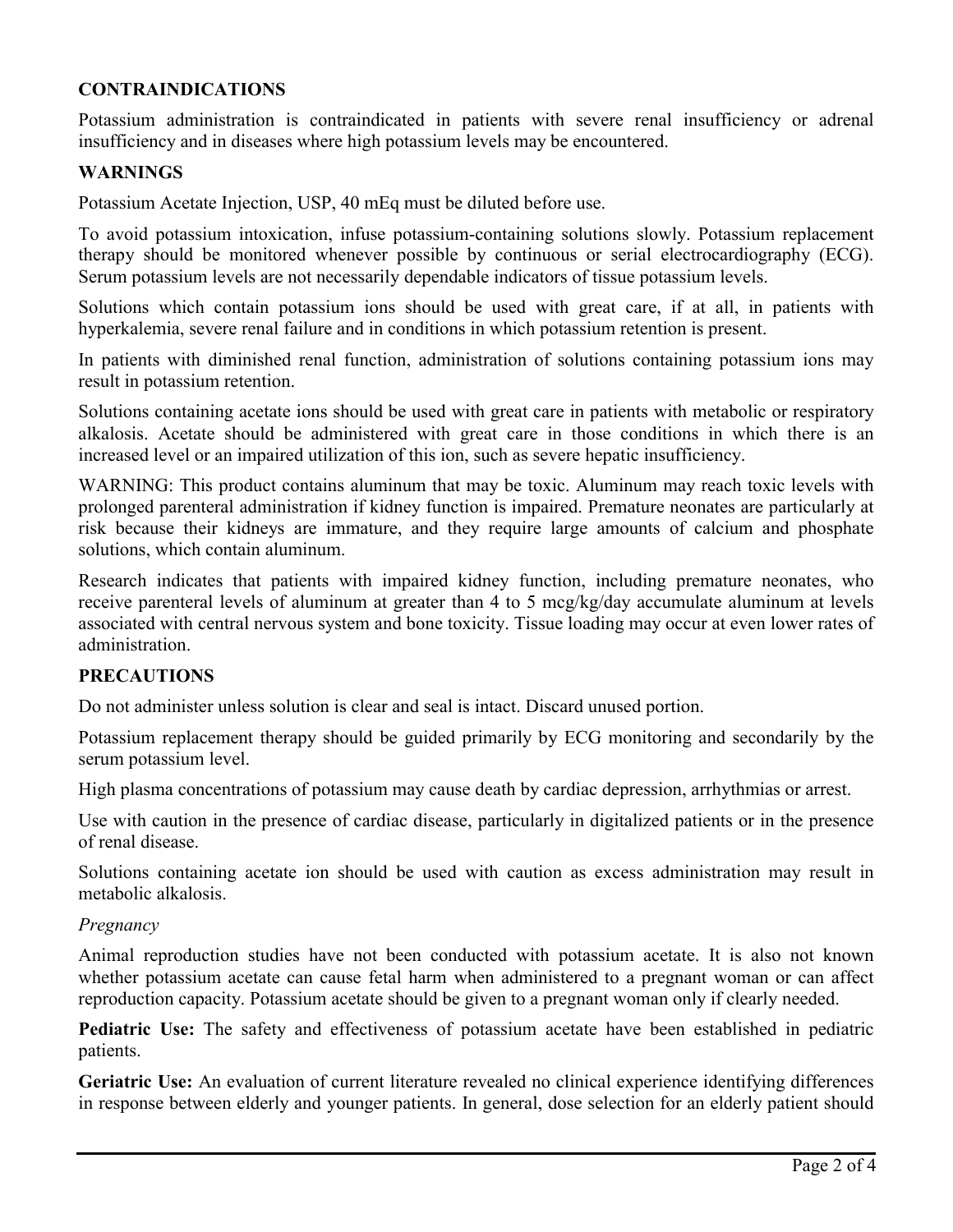## CONTRAINDICATIONS

Potassium administration is contraindicated in patients with severe renal insufficiency or adrenal insufficiency and in diseases where high potassium levels may be encountered.

## WARNINGS

Potassium Acetate Injection, USP, 40 mEq must be diluted before use.

To avoid potassium intoxication, infuse potassium-containing solutions slowly. Potassium replacement therapy should be monitored whenever possible by continuous or serial electrocardiography (ECG). Serum potassium levels are not necessarily dependable indicators of tissue potassium levels.

Solutions which contain potassium ions should be used with great care, if at all, in patients with hyperkalemia, severe renal failure and in conditions in which potassium retention is present.

In patients with diminished renal function, administration of solutions containing potassium ions may result in potassium retention.

Solutions containing acetate ions should be used with great care in patients with metabolic or respiratory alkalosis. Acetate should be administered with great care in those conditions in which there is an increased level or an impaired utilization of this ion, such as severe hepatic insufficiency.

WARNING: This product contains aluminum that may be toxic. Aluminum may reach toxic levels with prolonged parenteral administration if kidney function is impaired. Premature neonates are particularly at risk because their kidneys are immature, and they require large amounts of calcium and phosphate solutions, which contain aluminum.

Research indicates that patients with impaired kidney function, including premature neonates, who receive parenteral levels of aluminum at greater than 4 to 5 mcg/kg/day accumulate aluminum at levels associated with central nervous system and bone toxicity. Tissue loading may occur at even lower rates of administration.

## PRECAUTIONS

Do not administer unless solution is clear and seal is intact. Discard unused portion.

Potassium replacement therapy should be guided primarily by ECG monitoring and secondarily by the serum potassium level.

High plasma concentrations of potassium may cause death by cardiac depression, arrhythmias or arrest.

Use with caution in the presence of cardiac disease, particularly in digitalized patients or in the presence of renal disease.

Solutions containing acetate ion should be used with caution as excess administration may result in metabolic alkalosis.

*Pregnancy*

Animal reproduction studies have not been conducted with potassium acetate. It is also not known whether potassium acetate can cause fetal harm when administered to a pregnant woman or can affect reproduction capacity. Potassium acetate should be given to a pregnant woman only if clearly needed.

**Pediatric Use:** The safety and effectiveness of potassium acetate have been established in pediatric patients.

**Geriatric Use:** An evaluation of current literature revealed no clinical experience identifying differences in response between elderly and younger patients. In general, dose selection for an elderly patient should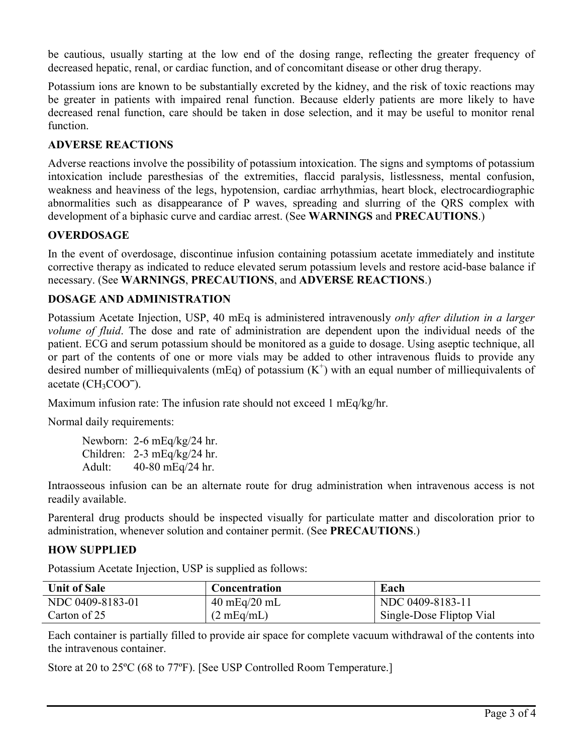be cautious, usually starting at the low end of the dosing range, reflecting the greater frequency of decreased hepatic, renal, or cardiac function, and of concomitant disease or other drug therapy.

Potassium ions are known to be substantially excreted by the kidney, and the risk of toxic reactions may be greater in patients with impaired renal function. Because elderly patients are more likely to have decreased renal function, care should be taken in dose selection, and it may be useful to monitor renal function.

## ADVERSE REACTIONS

Adverse reactions involve the possibility of potassium intoxication. The signs and symptoms of potassium intoxication include paresthesias of the extremities, flaccid paralysis, listlessness, mental confusion, weakness and heaviness of the legs, hypotension, cardiac arrhythmias, heart block, electrocardiographic abnormalities such as disappearance of P waves, spreading and slurring of the QRS complex with development of a biphasic curve and cardiac arrest. (See **WARNINGS** and **PRECAUTIONS**.)

## OVERDOSAGE

In the event of overdosage, discontinue infusion containing potassium acetate immediately and institute corrective therapy as indicated to reduce elevated serum potassium levels and restore acid-base balance if necessary. (See **WARNINGS**, **PRECAUTIONS**, and **ADVERSE REACTIONS**.)

## DOSAGE AND ADMINISTRATION

Potassium Acetate Injection, USP, 40 mEq is administered intravenously *only after dilution in a larger volume of fluid*. The dose and rate of administration are dependent upon the individual needs of the patient. ECG and serum potassium should be monitored as a guide to dosage. Using aseptic technique, all or part of the contents of one or more vials may be added to other intravenous fluids to provide any desired number of milliequivalents (mEq) of potassium ($K^+$) with an equal number of milliequivalents of acetate ($CH_3COO^-$).

Maximum infusion rate: The infusion rate should not exceed 1 mEq/kg/hr.

Normal daily requirements:

Newborn: 2-6 mEq/kg/24 hr.
Children: 2-3 mEq/kg/24 hr.
Adult: 40-80 mEq/24 hr.

Intraosseous infusion can be an alternate route for drug administration when intravenous access is not readily available.

Parenteral drug products should be inspected visually for particulate matter and discoloration prior to administration, whenever solution and container permit. (See **PRECAUTIONS**.)

## HOW SUPPLIED

Potassium Acetate Injection, USP is supplied as follows:

| Unit of Sale | Concentration | Each |
|---|---|---|
| NDC 0409-8183-01<br>Carton of 25 | 40 mEq/20 mL<br>(2 mEq/mL) | NDC 0409-8183-11<br>Single-Dose Fliptop Vial |

Each container is partially filled to provide air space for complete vacuum withdrawal of the contents into the intravenous container.

Store at 20 to 25ºC (68 to 77ºF). [See USP Controlled Room Temperature.]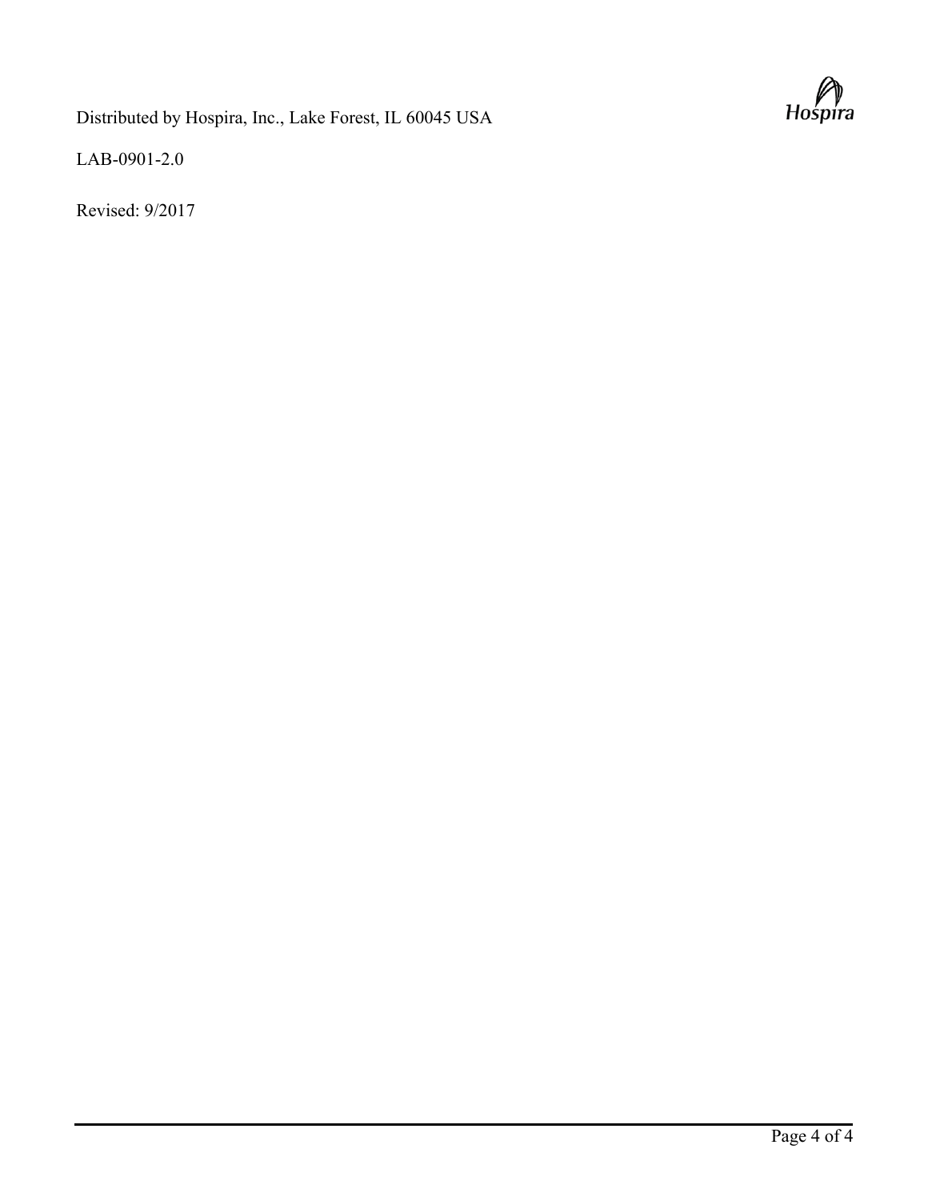Distributed by Hospira, Inc., Lake Forest, IL 60045 USA

LAB-0901-2.0

Revised: 9/2017